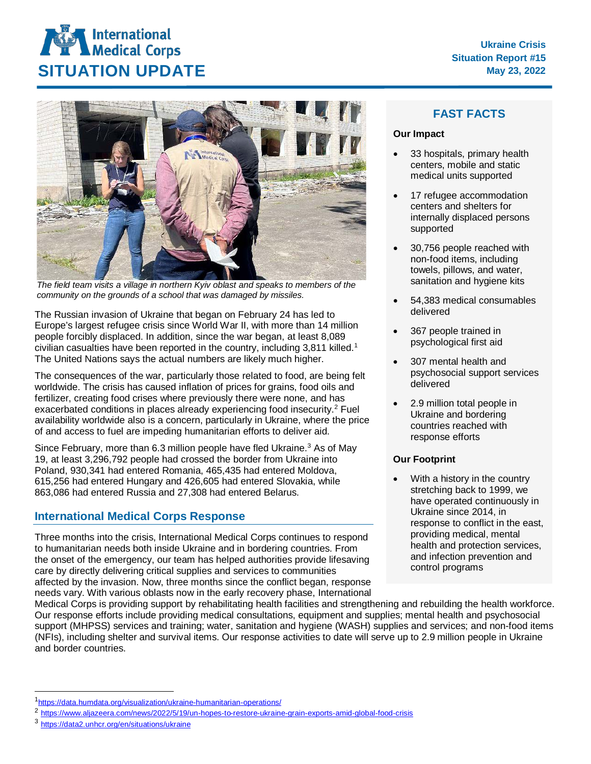# SITUATION UPDATE

**Ukraine Crisis**
**Situation Report #15**
**May 23, 2022**

*The field team visits a village in northern Kyiv oblast and speaks to members of the community on the grounds of a school that was damaged by missiles.*

The Russian invasion of Ukraine that began on February 24 has led to Europe's largest refugee crisis since World War II, with more than 14 million people forcibly displaced. In addition, since the war began, at least 8,089 civilian casualties have been reported in the country, including 3,811 killed.[1] The United Nations says the actual numbers are likely much higher.

The consequences of the war, particularly those related to food, are being felt worldwide. The crisis has caused inflation of prices for grains, food oils and fertilizer, creating food crises where previously there were none, and has exacerbated conditions in places already experiencing food insecurity.[2] Fuel availability worldwide also is a concern, particularly in Ukraine, where the price of and access to fuel are impeding humanitarian efforts to deliver aid.

Since February, more than 6.3 million people have fled Ukraine.[3] As of May 19, at least 3,296,792 people had crossed the border from Ukraine into Poland, 930,341 had entered Romania, 465,435 had entered Moldova, 615,256 had entered Hungary and 426,605 had entered Slovakia, while 863,086 had entered Russia and 27,308 had entered Belarus.

## FAST FACTS

### Our Impact

- 33 hospitals, primary health centers, mobile and static medical units supported
- 17 refugee accommodation centers and shelters for internally displaced persons supported
- 30,756 people reached with non-food items, including towels, pillows, and water, sanitation and hygiene kits
- 54,383 medical consumables delivered
- 367 people trained in psychological first aid
- 307 mental health and psychosocial support services delivered
- 2.9 million total people in Ukraine and bordering countries reached with response efforts

### Our Footprint

- With a history in the country stretching back to 1999, we have operated continuously in Ukraine since 2014, in response to conflict in the east, providing medical, mental health and protection services, and infection prevention and control programs

## International Medical Corps Response

Three months into the crisis, International Medical Corps continues to respond to humanitarian needs both inside Ukraine and in bordering countries. From the onset of the emergency, our team has helped authorities provide lifesaving care by directly delivering critical supplies and services to communities affected by the invasion. Now, three months since the conflict began, response needs vary. With various oblasts now in the early recovery phase, International Medical Corps is providing support by rehabilitating health facilities and strengthening and rebuilding the health workforce. Our response efforts include providing medical consultations, equipment and supplies; mental health and psychosocial support (MHPSS) services and training; water, sanitation and hygiene (WASH) supplies and services; and non-food items (NFIs), including shelter and survival items. Our response activities to date will serve up to 2.9 million people in Ukraine and border countries.

---

[1] https://data.humdata.org/visualization/ukraine-humanitarian-operations/

[2] https://www.aljazeera.com/news/2022/5/19/un-hopes-to-restore-ukraine-grain-exports-amid-global-food-crisis

[3] https://data2.unhcr.org/en/situations/ukraine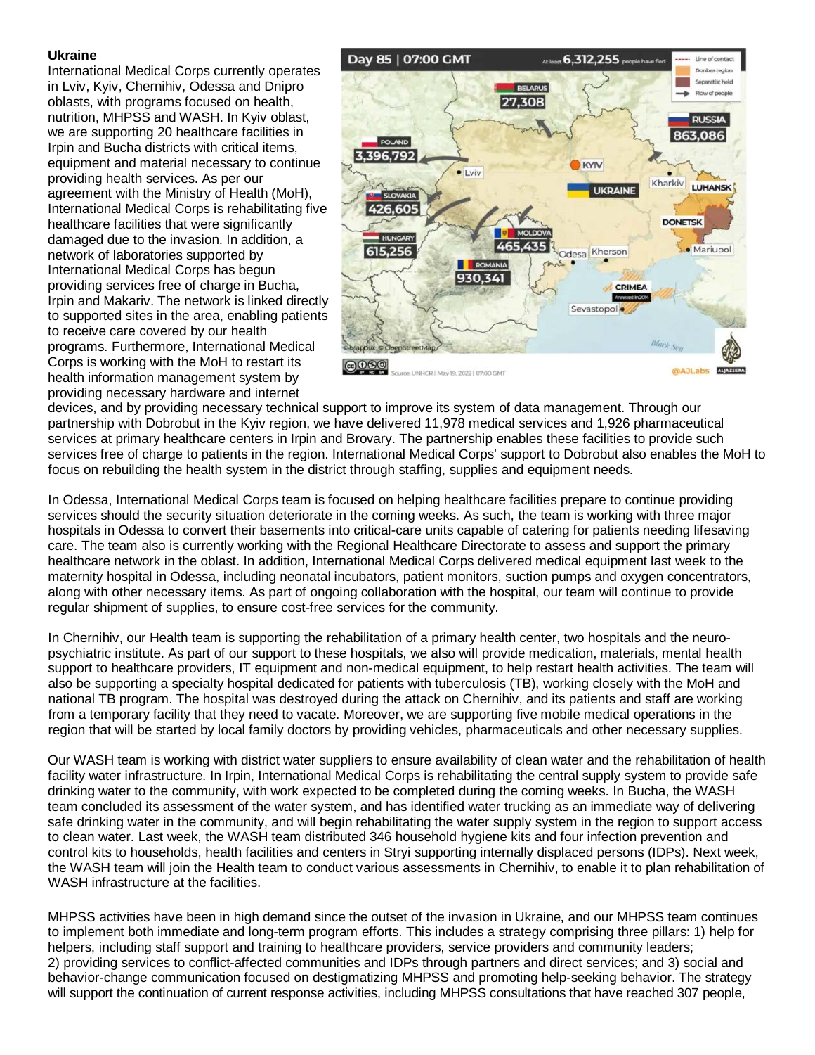**Ukraine**

International Medical Corps currently operates in Lviv, Kyiv, Chernihiv, Odessa and Dnipro oblasts, with programs focused on health, nutrition, MHPSS and WASH. In Kyiv oblast, we are supporting 20 healthcare facilities in Irpin and Bucha districts with critical items, equipment and material necessary to continue providing health services. As per our agreement with the Ministry of Health (MoH), International Medical Corps is rehabilitating five healthcare facilities that were significantly damaged due to the invasion. In addition, a network of laboratories supported by International Medical Corps has begun providing services free of charge in Bucha, Irpin and Makariv. The network is linked directly to supported sites in the area, enabling patients to receive care covered by our health programs. Furthermore, International Medical Corps is working with the MoH to restart its health information management system by providing necessary hardware and internet devices, and by providing necessary technical support to improve its system of data management. Through our partnership with Dobrobut in the Kyiv region, we have delivered 11,978 medical services and 1,926 pharmaceutical services at primary healthcare centers in Irpin and Brovary. The partnership enables these facilities to provide such services free of charge to patients in the region. International Medical Corps' support to Dobrobut also enables the MoH to focus on rebuilding the health system in the district through staffing, supplies and equipment needs.

In Odessa, International Medical Corps team is focused on helping healthcare facilities prepare to continue providing services should the security situation deteriorate in the coming weeks. As such, the team is working with three major hospitals in Odessa to convert their basements into critical-care units capable of catering for patients needing lifesaving care. The team also is currently working with the Regional Healthcare Directorate to assess and support the primary healthcare network in the oblast. In addition, International Medical Corps delivered medical equipment last week to the maternity hospital in Odessa, including neonatal incubators, patient monitors, suction pumps and oxygen concentrators, along with other necessary items. As part of ongoing collaboration with the hospital, our team will continue to provide regular shipment of supplies, to ensure cost-free services for the community.

In Chernihiv, our Health team is supporting the rehabilitation of a primary health center, two hospitals and the neuro-psychiatric institute. As part of our support to these hospitals, we also will provide medication, materials, mental health support to healthcare providers, IT equipment and non-medical equipment, to help restart health activities. The team will also be supporting a specialty hospital dedicated for patients with tuberculosis (TB), working closely with the MoH and national TB program. The hospital was destroyed during the attack on Chernihiv, and its patients and staff are working from a temporary facility that they need to vacate. Moreover, we are supporting five mobile medical operations in the region that will be started by local family doctors by providing vehicles, pharmaceuticals and other necessary supplies.

Our WASH team is working with district water suppliers to ensure availability of clean water and the rehabilitation of health facility water infrastructure. In Irpin, International Medical Corps is rehabilitating the central supply system to provide safe drinking water to the community, with work expected to be completed during the coming weeks. In Bucha, the WASH team concluded its assessment of the water system, and has identified water trucking as an immediate way of delivering safe drinking water in the community, and will begin rehabilitating the water supply system in the region to support access to clean water. Last week, the WASH team distributed 346 household hygiene kits and four infection prevention and control kits to households, health facilities and centers in Stryi supporting internally displaced persons (IDPs). Next week, the WASH team will join the Health team to conduct various assessments in Chernihiv, to enable it to plan rehabilitation of WASH infrastructure at the facilities.

MHPSS activities have been in high demand since the outset of the invasion in Ukraine, and our MHPSS team continues to implement both immediate and long-term program efforts. This includes a strategy comprising three pillars: 1) help for helpers, including staff support and training to healthcare providers, service providers and community leaders; 2) providing services to conflict-affected communities and IDPs through partners and direct services; and 3) social and behavior-change communication focused on destigmatizing MHPSS and promoting help-seeking behavior. The strategy will support the continuation of current response activities, including MHPSS consultations that have reached 307 people,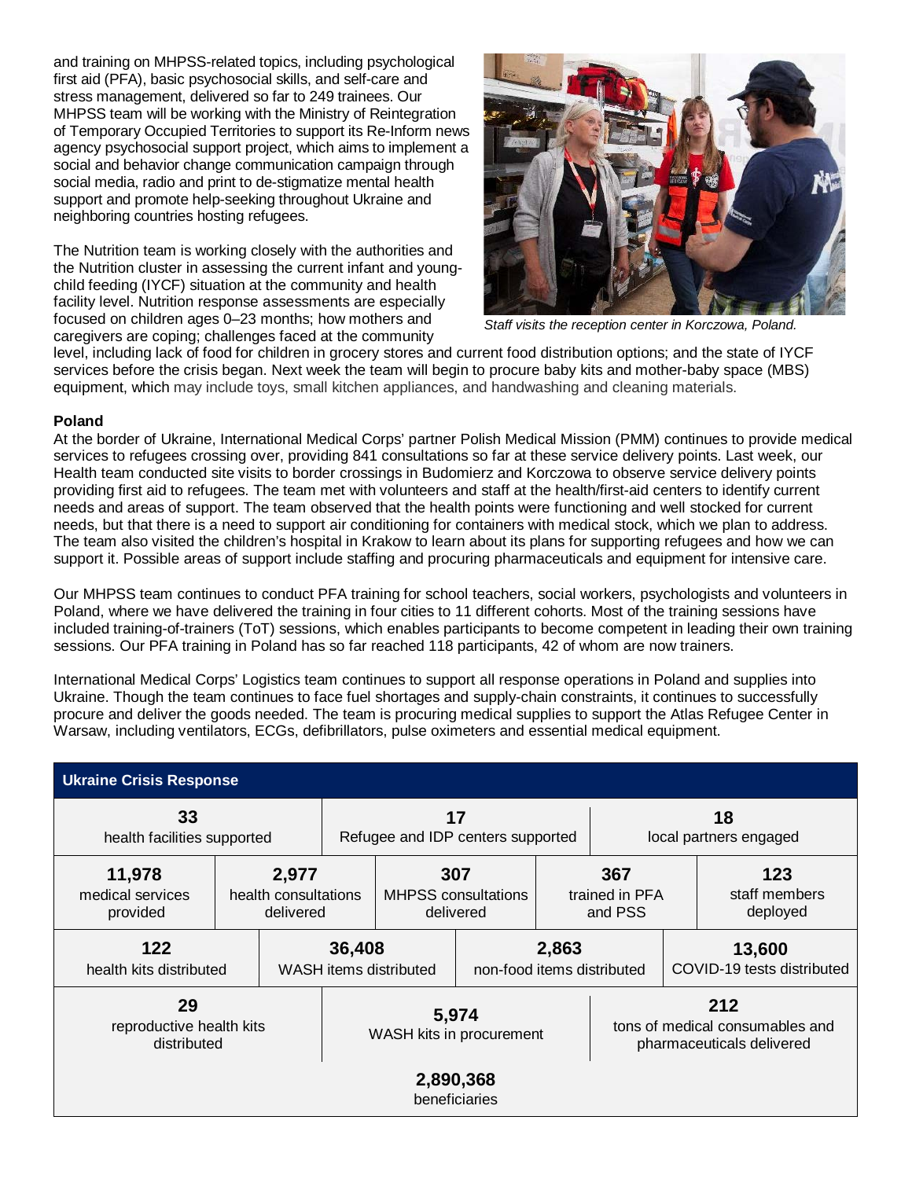and training on MHPSS-related topics, including psychological first aid (PFA), basic psychosocial skills, and self-care and stress management, delivered so far to 249 trainees. Our MHPSS team will be working with the Ministry of Reintegration of Temporary Occupied Territories to support its Re-Inform news agency psychosocial support project, which aims to implement a social and behavior change communication campaign through social media, radio and print to de-stigmatize mental health support and promote help-seeking throughout Ukraine and neighboring countries hosting refugees.

The Nutrition team is working closely with the authorities and the Nutrition cluster in assessing the current infant and young-child feeding (IYCF) situation at the community and health facility level. Nutrition response assessments are especially focused on children ages 0–23 months; how mothers and caregivers are coping; challenges faced at the community level, including lack of food for children in grocery stores and current food distribution options; and the state of IYCF services before the crisis began. Next week the team will begin to procure baby kits and mother-baby space (MBS) equipment, which may include toys, small kitchen appliances, and handwashing and cleaning materials.

*Staff visits the reception center in Korczowa, Poland.*

**Poland**

At the border of Ukraine, International Medical Corps' partner Polish Medical Mission (PMM) continues to provide medical services to refugees crossing over, providing 841 consultations so far at these service delivery points. Last week, our Health team conducted site visits to border crossings in Budomierz and Korczowa to observe service delivery points providing first aid to refugees. The team met with volunteers and staff at the health/first-aid centers to identify current needs and areas of support. The team observed that the health points were functioning and well stocked for current needs, but that there is a need to support air conditioning for containers with medical stock, which we plan to address. The team also visited the children's hospital in Krakow to learn about its plans for supporting refugees and how we can support it. Possible areas of support include staffing and procuring pharmaceuticals and equipment for intensive care.

Our MHPSS team continues to conduct PFA training for school teachers, social workers, psychologists and volunteers in Poland, where we have delivered the training in four cities to 11 different cohorts. Most of the training sessions have included training-of-trainers (ToT) sessions, which enables participants to become competent in leading their own training sessions. Our PFA training in Poland has so far reached 118 participants, 42 of whom are now trainers.

International Medical Corps' Logistics team continues to support all response operations in Poland and supplies into Ukraine. Though the team continues to face fuel shortages and supply-chain constraints, it continues to successfully procure and deliver the goods needed. The team is procuring medical supplies to support the Atlas Refugee Center in Warsaw, including ventilators, ECGs, defibrillators, pulse oximeters and essential medical equipment.

**Ukraine Crisis Response**

| | | |
|---|---|---|
| **33** health facilities supported | **17** Refugee and IDP centers supported | **18** local partners engaged |

| | | | | |
|---|---|---|---|---|
| **11,978** medical services provided | **2,977** health consultations delivered | **307** MHPSS consultations delivered | **367** trained in PFA and PSS | **123** staff members deployed |

| | | | |
|---|---|---|---|
| **122** health kits distributed | **36,408** WASH items distributed | **2,863** non-food items distributed | **13,600** COVID-19 tests distributed |

| | | |
|---|---|---|
| **29** reproductive health kits distributed | **5,974** WASH kits in procurement | **212** tons of medical consumables and pharmaceuticals delivered |

**2,890,368** beneficiaries